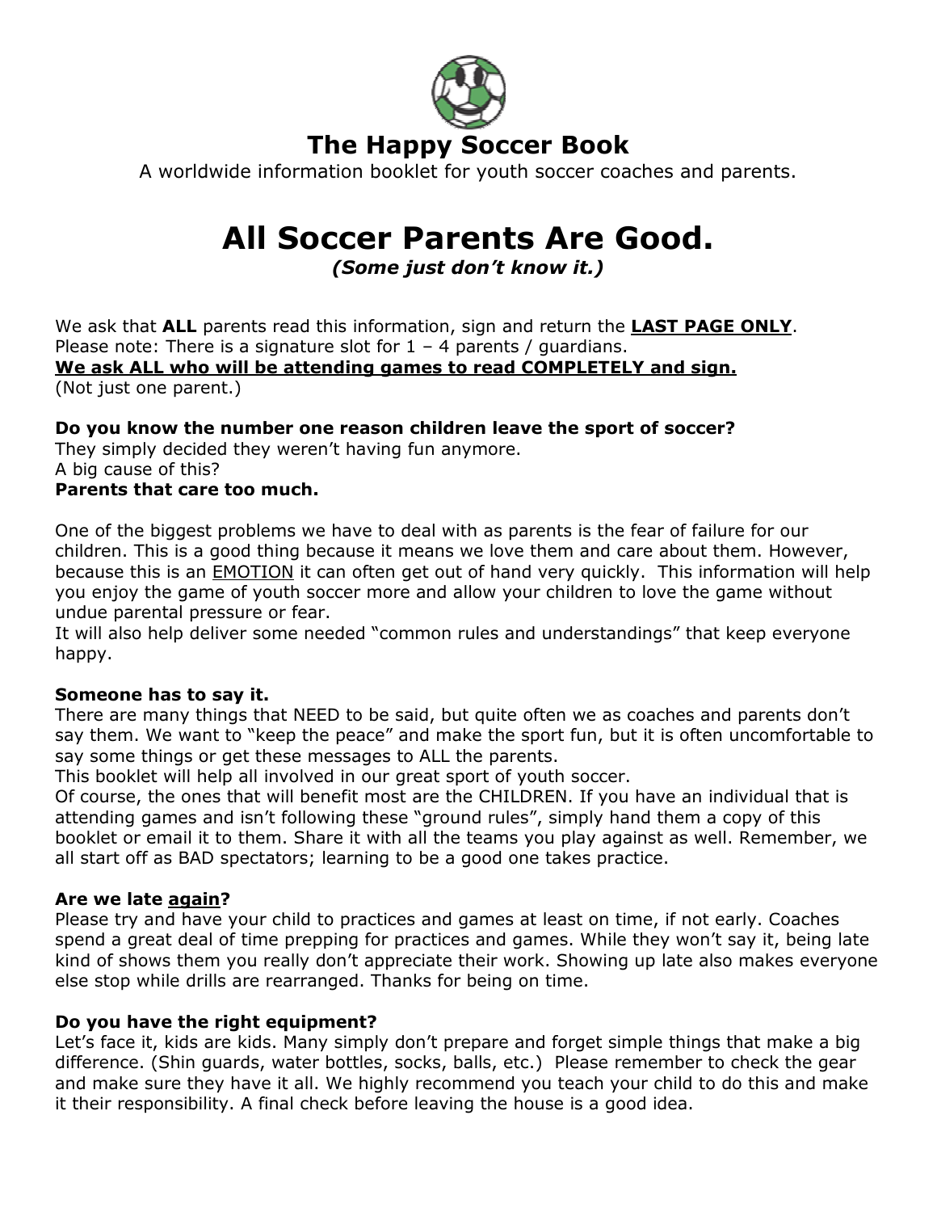# The Happy Soccer Book

A worldwide information booklet for youth soccer coaches and parents.

# All Soccer Parents Are Good.

***(Some just don't know it.)***

We ask that **ALL** parents read this information, sign and return the **LAST PAGE ONLY**.
Please note: There is a signature slot for 1 – 4 parents / guardians.
**We ask ALL who will be attending games to read COMPLETELY and sign.**
(Not just one parent.)

**Do you know the number one reason children leave the sport of soccer?**
They simply decided they weren't having fun anymore.
A big cause of this?
**Parents that care too much.**

One of the biggest problems we have to deal with as parents is the fear of failure for our children. This is a good thing because it means we love them and care about them. However, because this is an EMOTION it can often get out of hand very quickly. This information will help you enjoy the game of youth soccer more and allow your children to love the game without undue parental pressure or fear.
It will also help deliver some needed "common rules and understandings" that keep everyone happy.

**Someone has to say it.**
There are many things that NEED to be said, but quite often we as coaches and parents don't say them. We want to "keep the peace" and make the sport fun, but it is often uncomfortable to say some things or get these messages to ALL the parents.
This booklet will help all involved in our great sport of youth soccer.
Of course, the ones that will benefit most are the CHILDREN. If you have an individual that is attending games and isn't following these "ground rules", simply hand them a copy of this booklet or email it to them. Share it with all the teams you play against as well. Remember, we all start off as BAD spectators; learning to be a good one takes practice.

**Are we late again?**
Please try and have your child to practices and games at least on time, if not early. Coaches spend a great deal of time prepping for practices and games. While they won't say it, being late kind of shows them you really don't appreciate their work. Showing up late also makes everyone else stop while drills are rearranged. Thanks for being on time.

**Do you have the right equipment?**
Let's face it, kids are kids. Many simply don't prepare and forget simple things that make a big difference. (Shin guards, water bottles, socks, balls, etc.) Please remember to check the gear and make sure they have it all. We highly recommend you teach your child to do this and make it their responsibility. A final check before leaving the house is a good idea.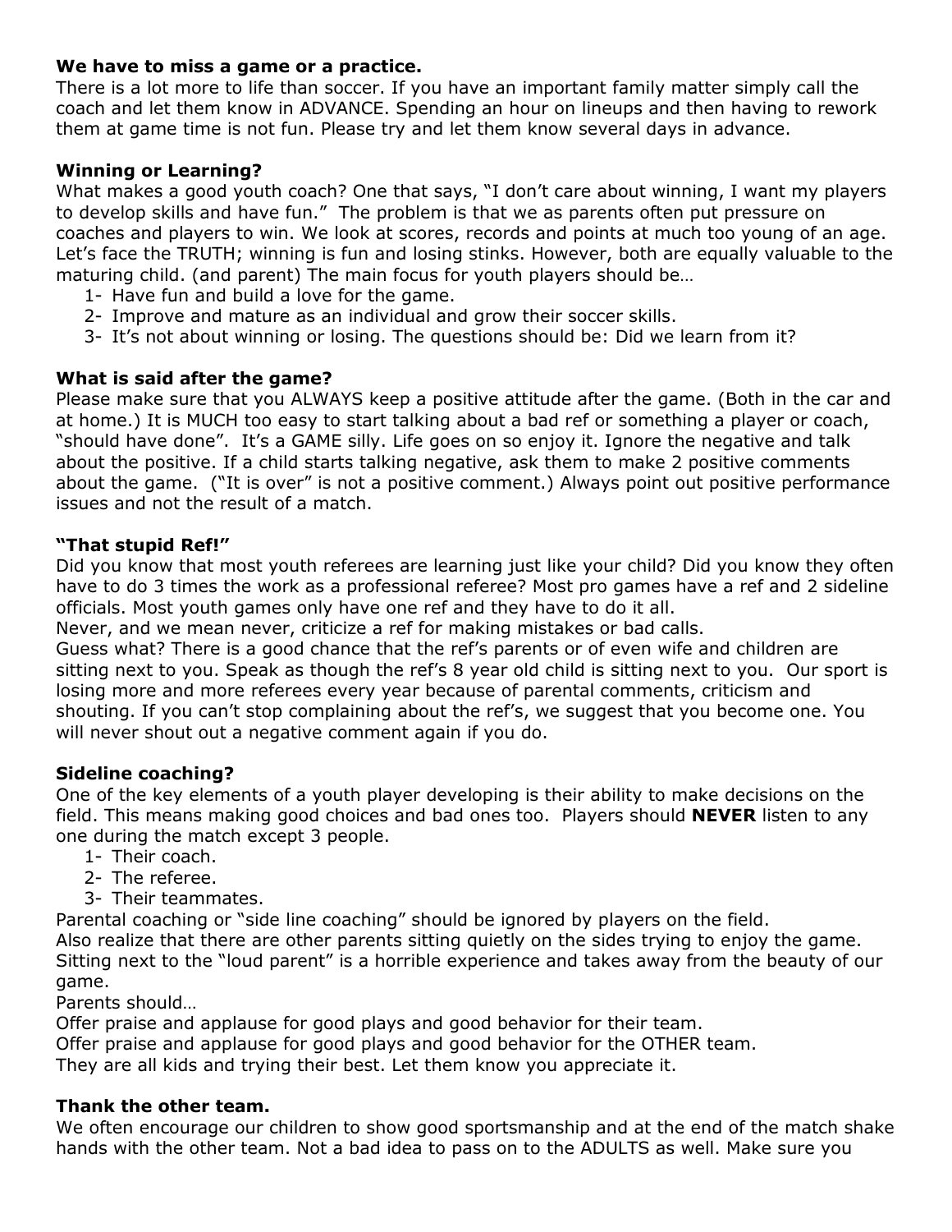**We have to miss a game or a practice.**
There is a lot more to life than soccer. If you have an important family matter simply call the coach and let them know in ADVANCE. Spending an hour on lineups and then having to rework them at game time is not fun. Please try and let them know several days in advance.

**Winning or Learning?**
What makes a good youth coach? One that says, "I don't care about winning, I want my players to develop skills and have fun." The problem is that we as parents often put pressure on coaches and players to win. We look at scores, records and points at much too young of an age. Let's face the TRUTH; winning is fun and losing stinks. However, both are equally valuable to the maturing child. (and parent) The main focus for youth players should be…

1- Have fun and build a love for the game.
2- Improve and mature as an individual and grow their soccer skills.
3- It's not about winning or losing. The questions should be: Did we learn from it?

**What is said after the game?**
Please make sure that you ALWAYS keep a positive attitude after the game. (Both in the car and at home.) It is MUCH too easy to start talking about a bad ref or something a player or coach, "should have done". It's a GAME silly. Life goes on so enjoy it. Ignore the negative and talk about the positive. If a child starts talking negative, ask them to make 2 positive comments about the game. ("It is over" is not a positive comment.) Always point out positive performance issues and not the result of a match.

**"That stupid Ref!"**
Did you know that most youth referees are learning just like your child? Did you know they often have to do 3 times the work as a professional referee? Most pro games have a ref and 2 sideline officials. Most youth games only have one ref and they have to do it all.
Never, and we mean never, criticize a ref for making mistakes or bad calls.
Guess what? There is a good chance that the ref's parents or of even wife and children are sitting next to you. Speak as though the ref's 8 year old child is sitting next to you. Our sport is losing more and more referees every year because of parental comments, criticism and shouting. If you can't stop complaining about the ref's, we suggest that you become one. You will never shout out a negative comment again if you do.

**Sideline coaching?**
One of the key elements of a youth player developing is their ability to make decisions on the field. This means making good choices and bad ones too. Players should **NEVER** listen to any one during the match except 3 people.

1- Their coach.
2- The referee.
3- Their teammates.

Parental coaching or "side line coaching" should be ignored by players on the field.
Also realize that there are other parents sitting quietly on the sides trying to enjoy the game. Sitting next to the "loud parent" is a horrible experience and takes away from the beauty of our game.
Parents should…
Offer praise and applause for good plays and good behavior for their team.
Offer praise and applause for good plays and good behavior for the OTHER team.
They are all kids and trying their best. Let them know you appreciate it.

**Thank the other team.**
We often encourage our children to show good sportsmanship and at the end of the match shake hands with the other team. Not a bad idea to pass on to the ADULTS as well. Make sure you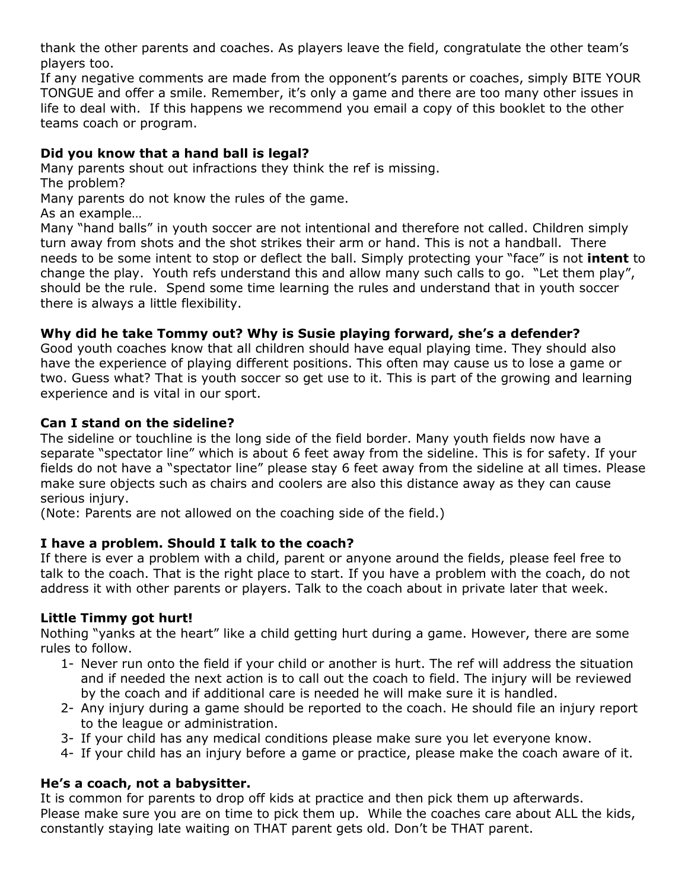thank the other parents and coaches. As players leave the field, congratulate the other team's players too.

If any negative comments are made from the opponent's parents or coaches, simply BITE YOUR TONGUE and offer a smile. Remember, it's only a game and there are too many other issues in life to deal with. If this happens we recommend you email a copy of this booklet to the other teams coach or program.

**Did you know that a hand ball is legal?**

Many parents shout out infractions they think the ref is missing.

The problem?

Many parents do not know the rules of the game.

As an example…

Many "hand balls" in youth soccer are not intentional and therefore not called. Children simply turn away from shots and the shot strikes their arm or hand. This is not a handball. There needs to be some intent to stop or deflect the ball. Simply protecting your "face" is not **intent** to change the play. Youth refs understand this and allow many such calls to go. "Let them play", should be the rule. Spend some time learning the rules and understand that in youth soccer there is always a little flexibility.

**Why did he take Tommy out? Why is Susie playing forward, she's a defender?**

Good youth coaches know that all children should have equal playing time. They should also have the experience of playing different positions. This often may cause us to lose a game or two. Guess what? That is youth soccer so get use to it. This is part of the growing and learning experience and is vital in our sport.

**Can I stand on the sideline?**

The sideline or touchline is the long side of the field border. Many youth fields now have a separate "spectator line" which is about 6 feet away from the sideline. This is for safety. If your fields do not have a "spectator line" please stay 6 feet away from the sideline at all times. Please make sure objects such as chairs and coolers are also this distance away as they can cause serious injury.

(Note: Parents are not allowed on the coaching side of the field.)

**I have a problem. Should I talk to the coach?**

If there is ever a problem with a child, parent or anyone around the fields, please feel free to talk to the coach. That is the right place to start. If you have a problem with the coach, do not address it with other parents or players. Talk to the coach about in private later that week.

**Little Timmy got hurt!**

Nothing "yanks at the heart" like a child getting hurt during a game. However, there are some rules to follow.

1- Never run onto the field if your child or another is hurt. The ref will address the situation and if needed the next action is to call out the coach to field. The injury will be reviewed by the coach and if additional care is needed he will make sure it is handled.
2- Any injury during a game should be reported to the coach. He should file an injury report to the league or administration.
3- If your child has any medical conditions please make sure you let everyone know.
4- If your child has an injury before a game or practice, please make the coach aware of it.

**He's a coach, not a babysitter.**

It is common for parents to drop off kids at practice and then pick them up afterwards. Please make sure you are on time to pick them up. While the coaches care about ALL the kids, constantly staying late waiting on THAT parent gets old. Don't be THAT parent.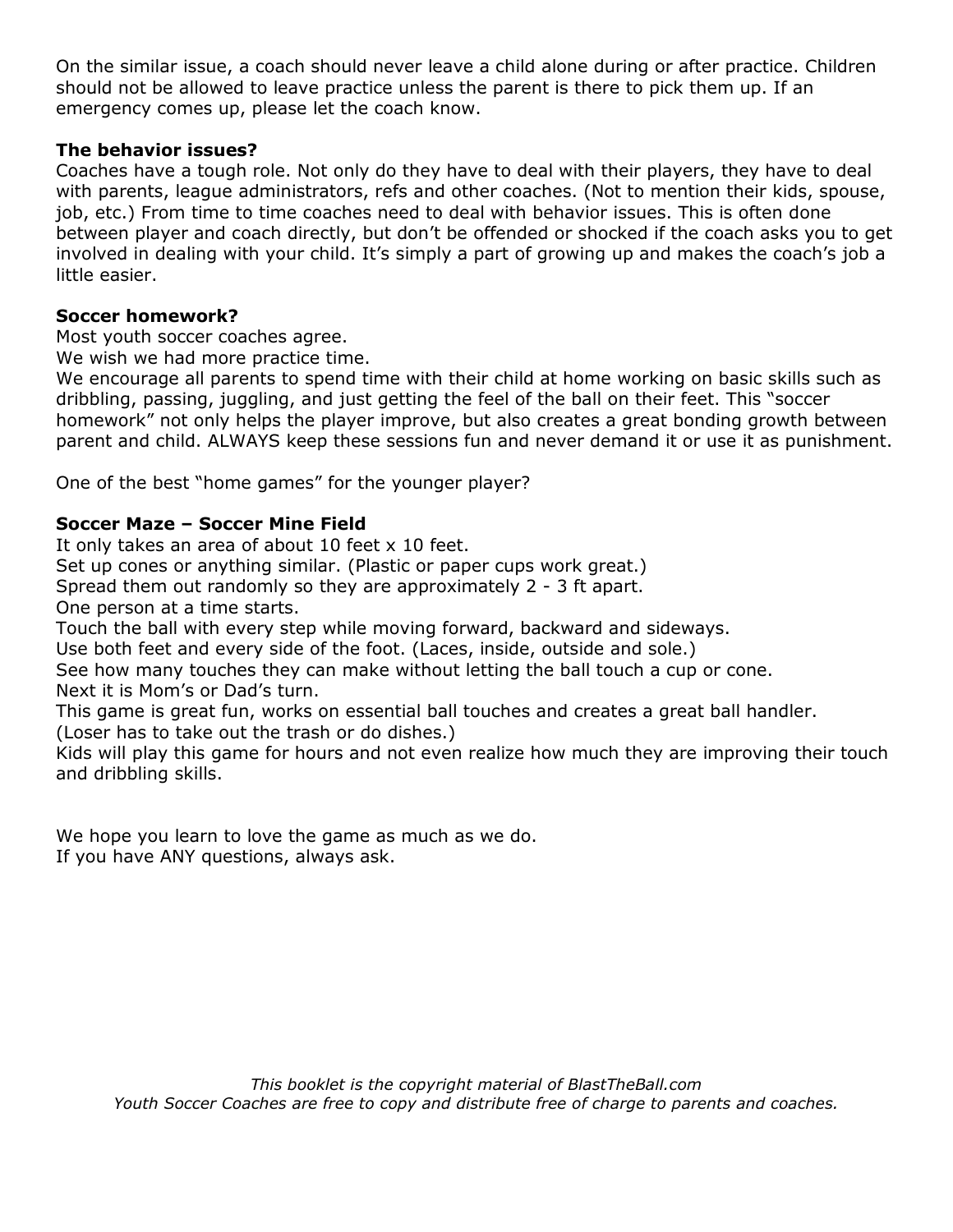On the similar issue, a coach should never leave a child alone during or after practice. Children should not be allowed to leave practice unless the parent is there to pick them up. If an emergency comes up, please let the coach know.

**The behavior issues?**

Coaches have a tough role. Not only do they have to deal with their players, they have to deal with parents, league administrators, refs and other coaches. (Not to mention their kids, spouse, job, etc.) From time to time coaches need to deal with behavior issues. This is often done between player and coach directly, but don't be offended or shocked if the coach asks you to get involved in dealing with your child. It's simply a part of growing up and makes the coach's job a little easier.

**Soccer homework?**

Most youth soccer coaches agree.
We wish we had more practice time.
We encourage all parents to spend time with their child at home working on basic skills such as dribbling, passing, juggling, and just getting the feel of the ball on their feet. This "soccer homework" not only helps the player improve, but also creates a great bonding growth between parent and child. ALWAYS keep these sessions fun and never demand it or use it as punishment.

One of the best "home games" for the younger player?

**Soccer Maze – Soccer Mine Field**

It only takes an area of about 10 feet x 10 feet.
Set up cones or anything similar. (Plastic or paper cups work great.)
Spread them out randomly so they are approximately 2 - 3 ft apart.
One person at a time starts.
Touch the ball with every step while moving forward, backward and sideways.
Use both feet and every side of the foot. (Laces, inside, outside and sole.)
See how many touches they can make without letting the ball touch a cup or cone.
Next it is Mom's or Dad's turn.
This game is great fun, works on essential ball touches and creates a great ball handler.
(Loser has to take out the trash or do dishes.)
Kids will play this game for hours and not even realize how much they are improving their touch and dribbling skills.

We hope you learn to love the game as much as we do.
If you have ANY questions, always ask.

*This booklet is the copyright material of BlastTheBall.com*
*Youth Soccer Coaches are free to copy and distribute free of charge to parents and coaches.*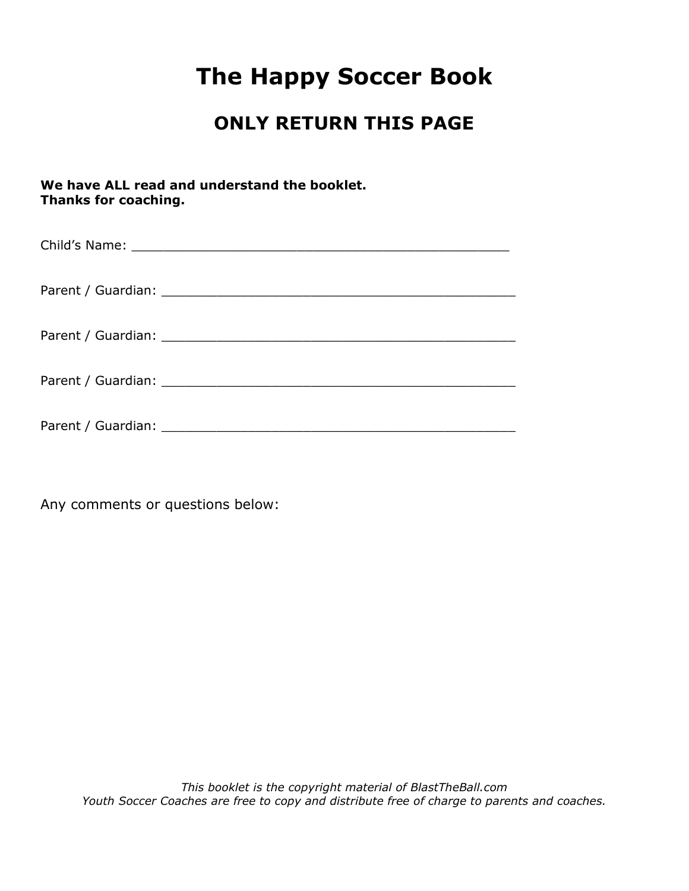# The Happy Soccer Book

## ONLY RETURN THIS PAGE

**We have ALL read and understand the booklet.**
**Thanks for coaching.**

Child's Name: ___________________________________________________

Parent / Guardian: _______________________________________________

Parent / Guardian: _______________________________________________

Parent / Guardian: _______________________________________________

Parent / Guardian: _______________________________________________

Any comments or questions below:

*This booklet is the copyright material of BlastTheBall.com*
*Youth Soccer Coaches are free to copy and distribute free of charge to parents and coaches.*